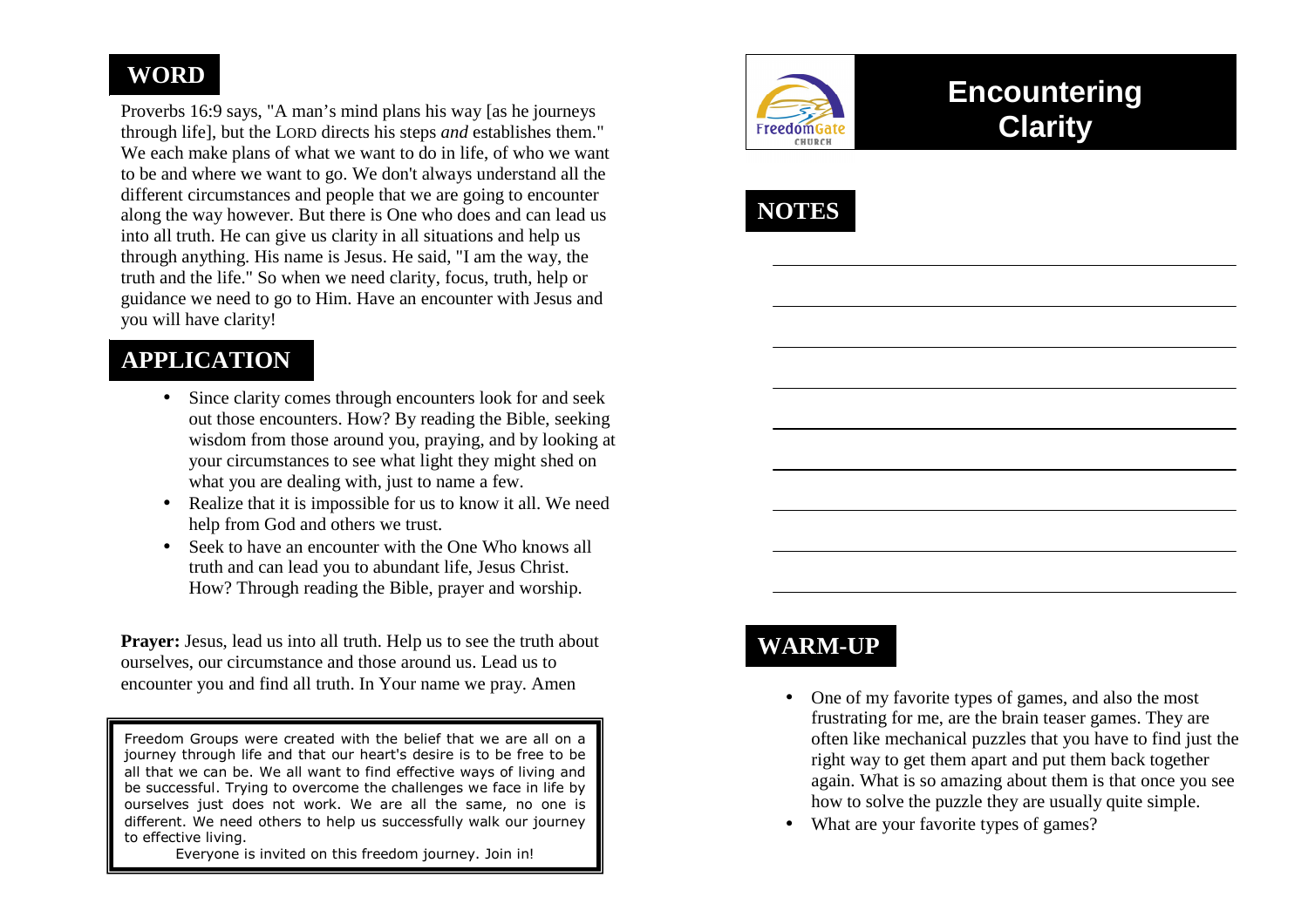# Encountering Clarity

## WORD

Proverbs 16:9 says, "A man's mind plans his way [as he journeys through life], but the LORD directs his steps *and* establishes them." We each make plans of what we want to do in life, of who we want to be and where we want to go. We don't always understand all the different circumstances and people that we are going to encounter along the way however. But there is One who does and can lead us into all truth. He can give us clarity in all situations and help us through anything. His name is Jesus. He said, "I am the way, the truth and the life." So when we need clarity, focus, truth, help or guidance we need to go to Him. Have an encounter with Jesus and you will have clarity!

## APPLICATION

- Since clarity comes through encounters look for and seek out those encounters. How? By reading the Bible, seeking wisdom from those around you, praying, and by looking at your circumstances to see what light they might shed on what you are dealing with, just to name a few.
- Realize that it is impossible for us to know it all. We need help from God and others we trust.
- Seek to have an encounter with the One Who knows all truth and can lead you to abundant life, Jesus Christ. How? Through reading the Bible, prayer and worship.

**Prayer:** Jesus, lead us into all truth. Help us to see the truth about ourselves, our circumstance and those around us. Lead us to encounter you and find all truth. In Your name we pray. Amen

Freedom Groups were created with the belief that we are all on a journey through life and that our heart's desire is to be free to be all that we can be. We all want to find effective ways of living and be successful. Trying to overcome the challenges we face in life by ourselves just does not work. We are all the same, no one is different. We need others to help us successfully walk our journey to effective living.

Everyone is invited on this freedom journey. Join in!

FreedomGate CHURCH

## NOTES

______________________________

______________________________

______________________________

______________________________

______________________________

______________________________

______________________________

______________________________

______________________________

## WARM-UP

- One of my favorite types of games, and also the most frustrating for me, are the brain teaser games. They are often like mechanical puzzles that you have to find just the right way to get them apart and put them back together again. What is so amazing about them is that once you see how to solve the puzzle they are usually quite simple.
- What are your favorite types of games?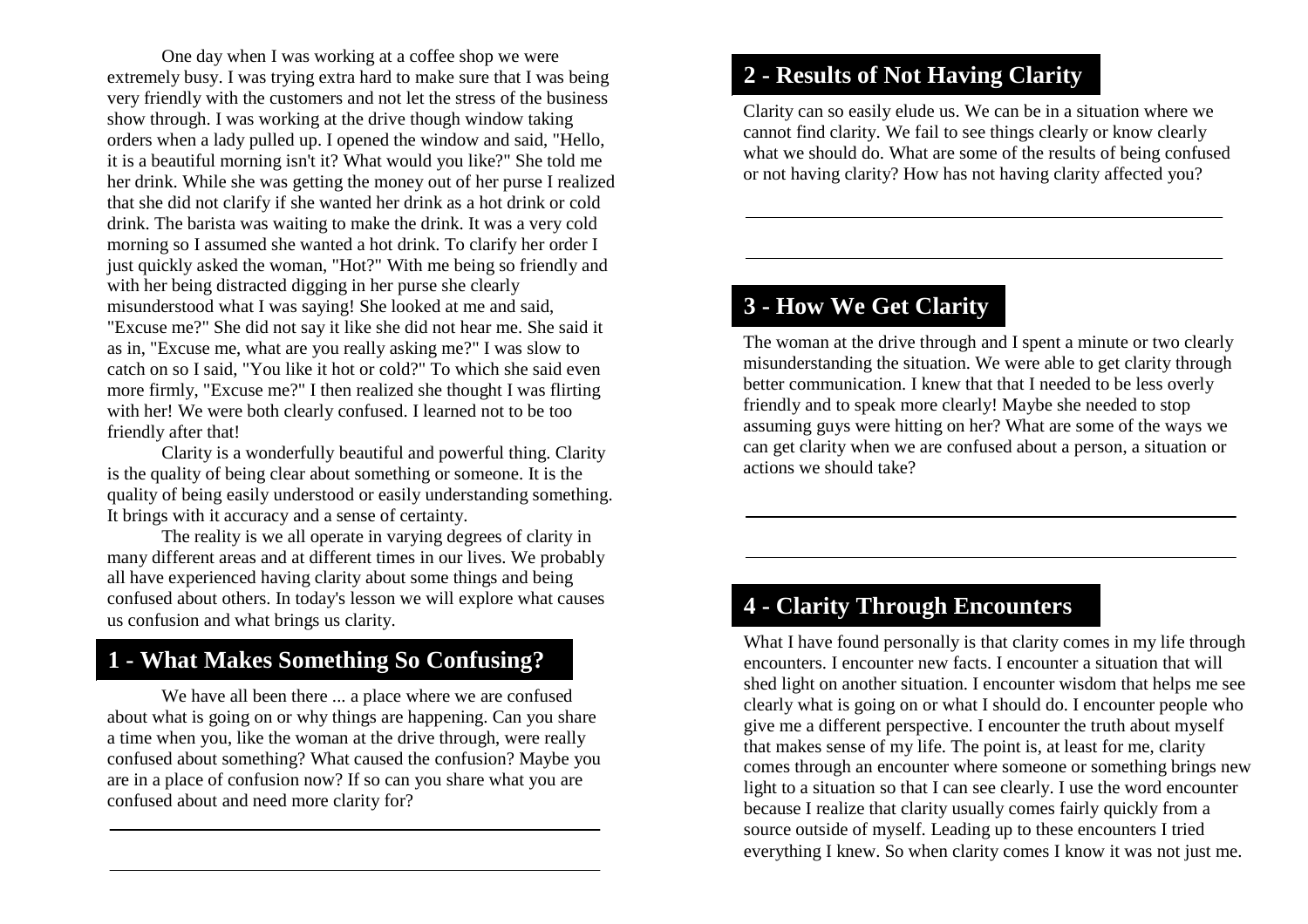One day when I was working at a coffee shop we were extremely busy. I was trying extra hard to make sure that I was being very friendly with the customers and not let the stress of the business show through. I was working at the drive though window taking orders when a lady pulled up. I opened the window and said, "Hello, it is a beautiful morning isn't it? What would you like?" She told me her drink. While she was getting the money out of her purse I realized that she did not clarify if she wanted her drink as a hot drink or cold drink. The barista was waiting to make the drink. It was a very cold morning so I assumed she wanted a hot drink. To clarify her order I just quickly asked the woman, "Hot?" With me being so friendly and with her being distracted digging in her purse she clearly misunderstood what I was saying! She looked at me and said, "Excuse me?" She did not say it like she did not hear me. She said it as in, "Excuse me, what are you really asking me?" I was slow to catch on so I said, "You like it hot or cold?" To which she said even more firmly, "Excuse me?" I then realized she thought I was flirting with her! We were both clearly confused. I learned not to be too friendly after that!

Clarity is a wonderfully beautiful and powerful thing. Clarity is the quality of being clear about something or someone. It is the quality of being easily understood or easily understanding something. It brings with it accuracy and a sense of certainty.

The reality is we all operate in varying degrees of clarity in many different areas and at different times in our lives. We probably all have experienced having clarity about some things and being confused about others. In today's lesson we will explore what causes us confusion and what brings us clarity.

## 1 - What Makes Something So Confusing?

We have all been there ... a place where we are confused about what is going on or why things are happening. Can you share a time when you, like the woman at the drive through, were really confused about something? What caused the confusion? Maybe you are in a place of confusion now? If so can you share what you are confused about and need more clarity for?

______________________________________________

______________________________________________

## 2 - Results of Not Having Clarity

Clarity can so easily elude us. We can be in a situation where we cannot find clarity. We fail to see things clearly or know clearly what we should do. What are some of the results of being confused or not having clarity? How has not having clarity affected you?

______________________________________________

______________________________________________

## 3 - How We Get Clarity

The woman at the drive through and I spent a minute or two clearly misunderstanding the situation. We were able to get clarity through better communication. I knew that that I needed to be less overly friendly and to speak more clearly! Maybe she needed to stop assuming guys were hitting on her? What are some of the ways we can get clarity when we are confused about a person, a situation or actions we should take?

______________________________________________

______________________________________________

## 4 - Clarity Through Encounters

What I have found personally is that clarity comes in my life through encounters. I encounter new facts. I encounter a situation that will shed light on another situation. I encounter wisdom that helps me see clearly what is going on or what I should do. I encounter people who give me a different perspective. I encounter the truth about myself that makes sense of my life. The point is, at least for me, clarity comes through an encounter where someone or something brings new light to a situation so that I can see clearly. I use the word encounter because I realize that clarity usually comes fairly quickly from a source outside of myself. Leading up to these encounters I tried everything I knew. So when clarity comes I know it was not just me.